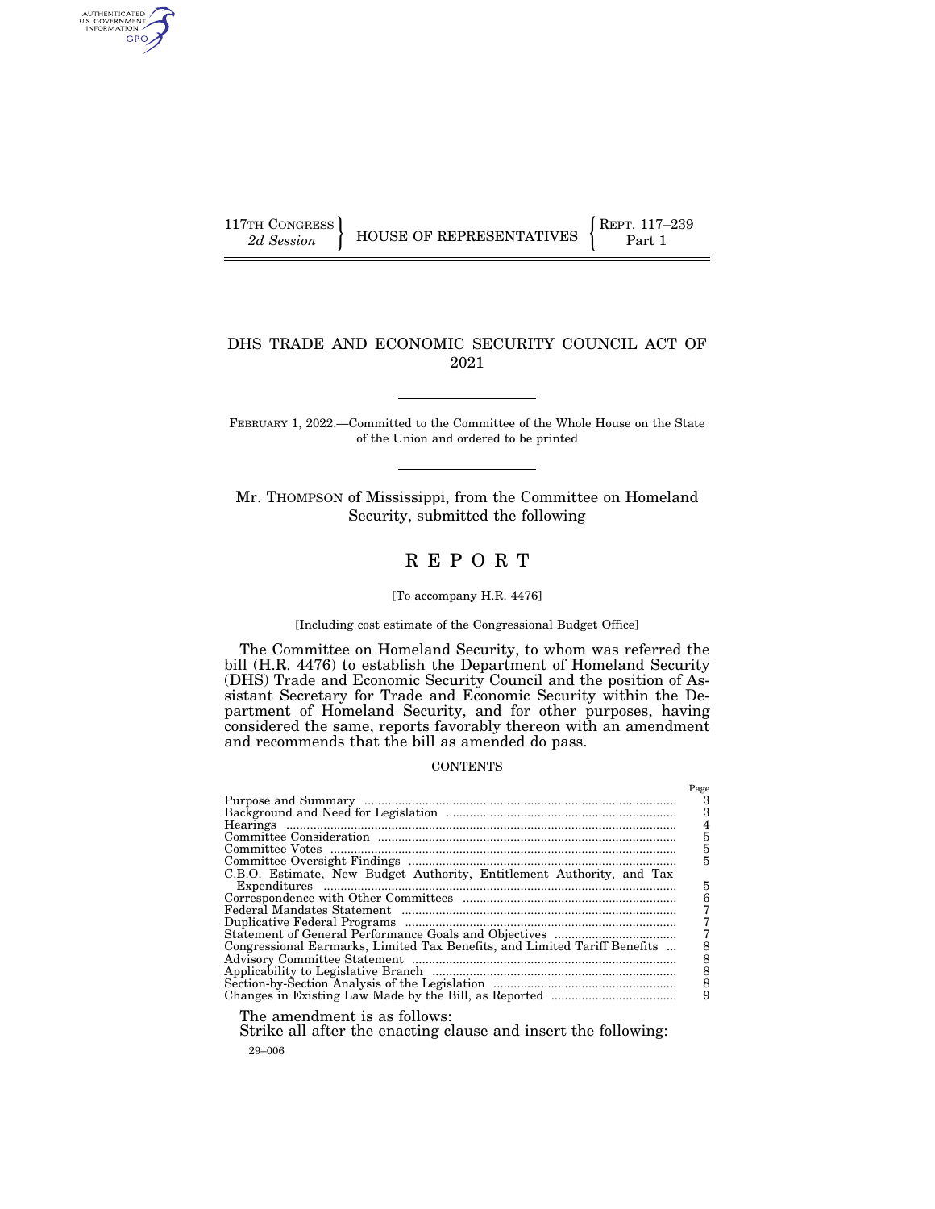117TH CONGRESS
*2d Session*

HOUSE OF REPRESENTATIVES

REPT. 117–239
Part 1

# DHS TRADE AND ECONOMIC SECURITY COUNCIL ACT OF 2021

FEBRUARY 1, 2022.—Committed to the Committee of the Whole House on the State of the Union and ordered to be printed

Mr. THOMPSON of Mississippi, from the Committee on Homeland Security, submitted the following

# R E P O R T

[To accompany H.R. 4476]

[Including cost estimate of the Congressional Budget Office]

The Committee on Homeland Security, to whom was referred the bill (H.R. 4476) to establish the Department of Homeland Security (DHS) Trade and Economic Security Council and the position of Assistant Secretary for Trade and Economic Security within the Department of Homeland Security, and for other purposes, having considered the same, reports favorably thereon with an amendment and recommends that the bill as amended do pass.

CONTENTS

| | Page |
|---|---|
| Purpose and Summary | 3 |
| Background and Need for Legislation | 3 |
| Hearings | 4 |
| Committee Consideration | 5 |
| Committee Votes | 5 |
| Committee Oversight Findings | 5 |
| C.B.O. Estimate, New Budget Authority, Entitlement Authority, and Tax Expenditures | 5 |
| Correspondence with Other Committees | 6 |
| Federal Mandates Statement | 7 |
| Duplicative Federal Programs | 7 |
| Statement of General Performance Goals and Objectives | 7 |
| Congressional Earmarks, Limited Tax Benefits, and Limited Tariff Benefits | 8 |
| Advisory Committee Statement | 8 |
| Applicability to Legislative Branch | 8 |
| Section-by-Section Analysis of the Legislation | 8 |
| Changes in Existing Law Made by the Bill, as Reported | 9 |

The amendment is as follows:

Strike all after the enacting clause and insert the following:

29–006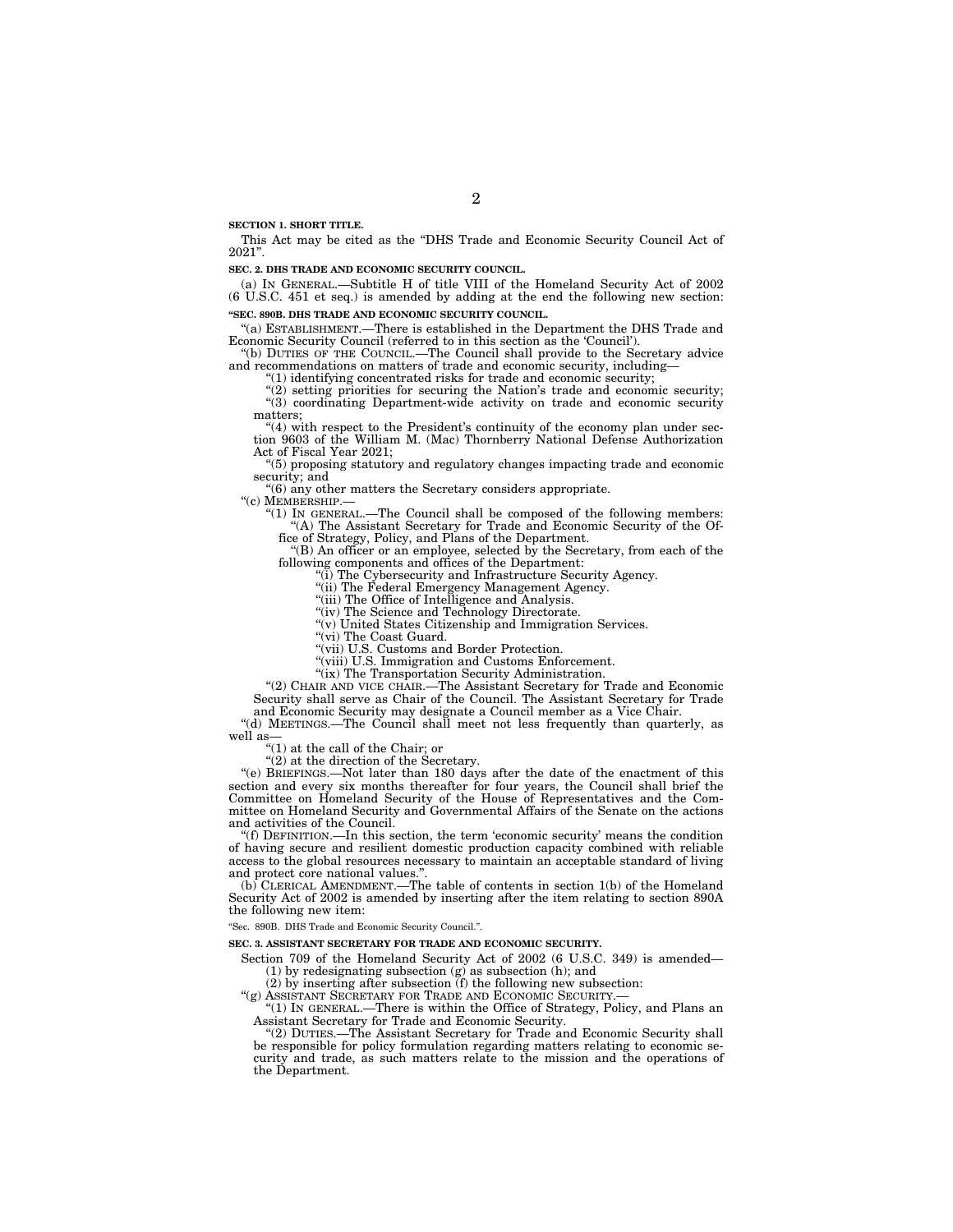**SECTION 1. SHORT TITLE.**

This Act may be cited as the "DHS Trade and Economic Security Council Act of 2021".

**SEC. 2. DHS TRADE AND ECONOMIC SECURITY COUNCIL.**

(a) IN GENERAL.—Subtitle H of title VIII of the Homeland Security Act of 2002 (6 U.S.C. 451 et seq.) is amended by adding at the end the following new section:

**"SEC. 890B. DHS TRADE AND ECONOMIC SECURITY COUNCIL.**

"(a) ESTABLISHMENT.—There is established in the Department the DHS Trade and Economic Security Council (referred to in this section as the 'Council').

"(b) DUTIES OF THE COUNCIL.—The Council shall provide to the Secretary advice and recommendations on matters of trade and economic security, including—

"(1) identifying concentrated risks for trade and economic security;

"(2) setting priorities for securing the Nation's trade and economic security;

"(3) coordinating Department-wide activity on trade and economic security matters;

"(4) with respect to the President's continuity of the economy plan under section 9603 of the William M. (Mac) Thornberry National Defense Authorization Act of Fiscal Year 2021;

"(5) proposing statutory and regulatory changes impacting trade and economic security; and

"(6) any other matters the Secretary considers appropriate.

"(c) MEMBERSHIP.—

"(1) IN GENERAL.—The Council shall be composed of the following members:

"(A) The Assistant Secretary for Trade and Economic Security of the Office of Strategy, Policy, and Plans of the Department.

"(B) An officer or an employee, selected by the Secretary, from each of the following components and offices of the Department:

"(i) The Cybersecurity and Infrastructure Security Agency.

"(ii) The Federal Emergency Management Agency.

"(iii) The Office of Intelligence and Analysis.

"(iv) The Science and Technology Directorate.

"(v) United States Citizenship and Immigration Services.

"(vi) The Coast Guard.

"(vii) U.S. Customs and Border Protection.

"(viii) U.S. Immigration and Customs Enforcement.

"(ix) The Transportation Security Administration.

"(2) CHAIR AND VICE CHAIR.—The Assistant Secretary for Trade and Economic Security shall serve as Chair of the Council. The Assistant Secretary for Trade and Economic Security may designate a Council member as a Vice Chair.

"(d) MEETINGS.—The Council shall meet not less frequently than quarterly, as well as—

"(1) at the call of the Chair; or

"(2) at the direction of the Secretary.

"(e) BRIEFINGS.—Not later than 180 days after the date of the enactment of this section and every six months thereafter for four years, the Council shall brief the Committee on Homeland Security of the House of Representatives and the Committee on Homeland Security and Governmental Affairs of the Senate on the actions and activities of the Council.

"(f) DEFINITION.—In this section, the term 'economic security' means the condition of having secure and resilient domestic production capacity combined with reliable access to the global resources necessary to maintain an acceptable standard of living and protect core national values.".

(b) CLERICAL AMENDMENT.—The table of contents in section 1(b) of the Homeland Security Act of 2002 is amended by inserting after the item relating to section 890A the following new item:

"Sec. 890B. DHS Trade and Economic Security Council.".

**SEC. 3. ASSISTANT SECRETARY FOR TRADE AND ECONOMIC SECURITY.**

Section 709 of the Homeland Security Act of 2002 (6 U.S.C. 349) is amended—

(1) by redesignating subsection (g) as subsection (h); and

(2) by inserting after subsection (f) the following new subsection:

"(g) ASSISTANT SECRETARY FOR TRADE AND ECONOMIC SECURITY.—

"(1) IN GENERAL.—There is within the Office of Strategy, Policy, and Plans an Assistant Secretary for Trade and Economic Security.

"(2) DUTIES.—The Assistant Secretary for Trade and Economic Security shall be responsible for policy formulation regarding matters relating to economic security and trade, as such matters relate to the mission and the operations of the Department.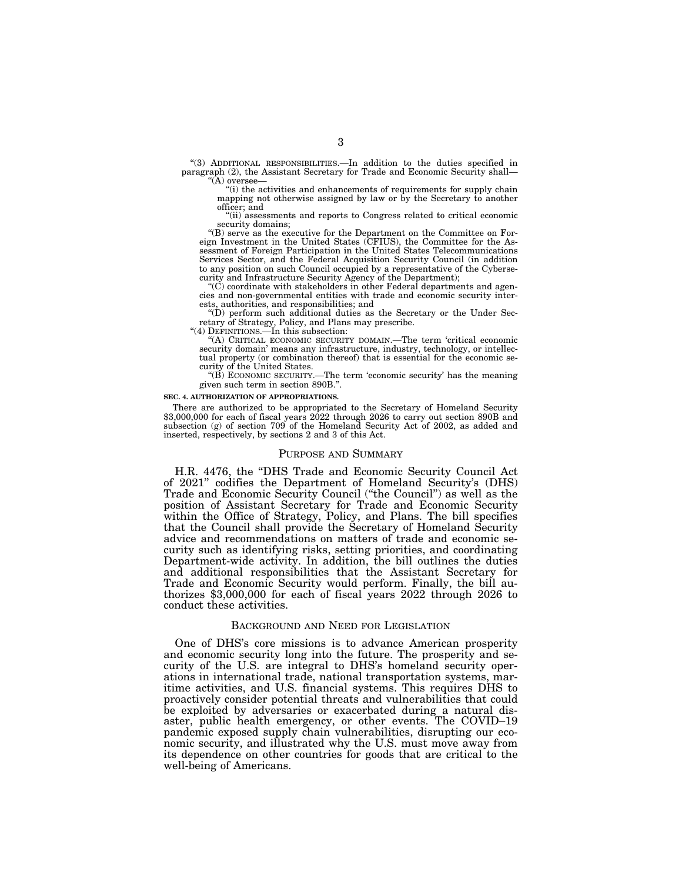"(3) ADDITIONAL RESPONSIBILITIES.—In addition to the duties specified in paragraph (2), the Assistant Secretary for Trade and Economic Security shall—

"(A) oversee—

"(i) the activities and enhancements of requirements for supply chain mapping not otherwise assigned by law or by the Secretary to another officer; and

"(ii) assessments and reports to Congress related to critical economic security domains;

"(B) serve as the executive for the Department on the Committee on Foreign Investment in the United States (CFIUS), the Committee for the Assessment of Foreign Participation in the United States Telecommunications Services Sector, and the Federal Acquisition Security Council (in addition to any position on such Council occupied by a representative of the Cybersecurity and Infrastructure Security Agency of the Department);

"(C) coordinate with stakeholders in other Federal departments and agencies and non-governmental entities with trade and economic security interests, authorities, and responsibilities; and

"(D) perform such additional duties as the Secretary or the Under Secretary of Strategy, Policy, and Plans may prescribe.

"(4) DEFINITIONS.—In this subsection:

"(A) CRITICAL ECONOMIC SECURITY DOMAIN.—The term 'critical economic security domain' means any infrastructure, industry, technology, or intellectual property (or combination thereof) that is essential for the economic security of the United States.

"(B) ECONOMIC SECURITY.—The term 'economic security' has the meaning given such term in section 890B.".

**SEC. 4. AUTHORIZATION OF APPROPRIATIONS.**

There are authorized to be appropriated to the Secretary of Homeland Security $3,000,000 for each of fiscal years 2022 through 2026 to carry out section 890B and subsection (g) of section 709 of the Homeland Security Act of 2002, as added and inserted, respectively, by sections 2 and 3 of this Act.

## PURPOSE AND SUMMARY

H.R. 4476, the "DHS Trade and Economic Security Council Act of 2021" codifies the Department of Homeland Security's (DHS) Trade and Economic Security Council ("the Council") as well as the position of Assistant Secretary for Trade and Economic Security within the Office of Strategy, Policy, and Plans. The bill specifies that the Council shall provide the Secretary of Homeland Security advice and recommendations on matters of trade and economic security such as identifying risks, setting priorities, and coordinating Department-wide activity. In addition, the bill outlines the duties and additional responsibilities that the Assistant Secretary for Trade and Economic Security would perform. Finally, the bill authorizes $3,000,000 for each of fiscal years 2022 through 2026 to conduct these activities.

## BACKGROUND AND NEED FOR LEGISLATION

One of DHS's core missions is to advance American prosperity and economic security long into the future. The prosperity and security of the U.S. are integral to DHS's homeland security operations in international trade, national transportation systems, maritime activities, and U.S. financial systems. This requires DHS to proactively consider potential threats and vulnerabilities that could be exploited by adversaries or exacerbated during a natural disaster, public health emergency, or other events. The COVID–19 pandemic exposed supply chain vulnerabilities, disrupting our economic security, and illustrated why the U.S. must move away from its dependence on other countries for goods that are critical to the well-being of Americans.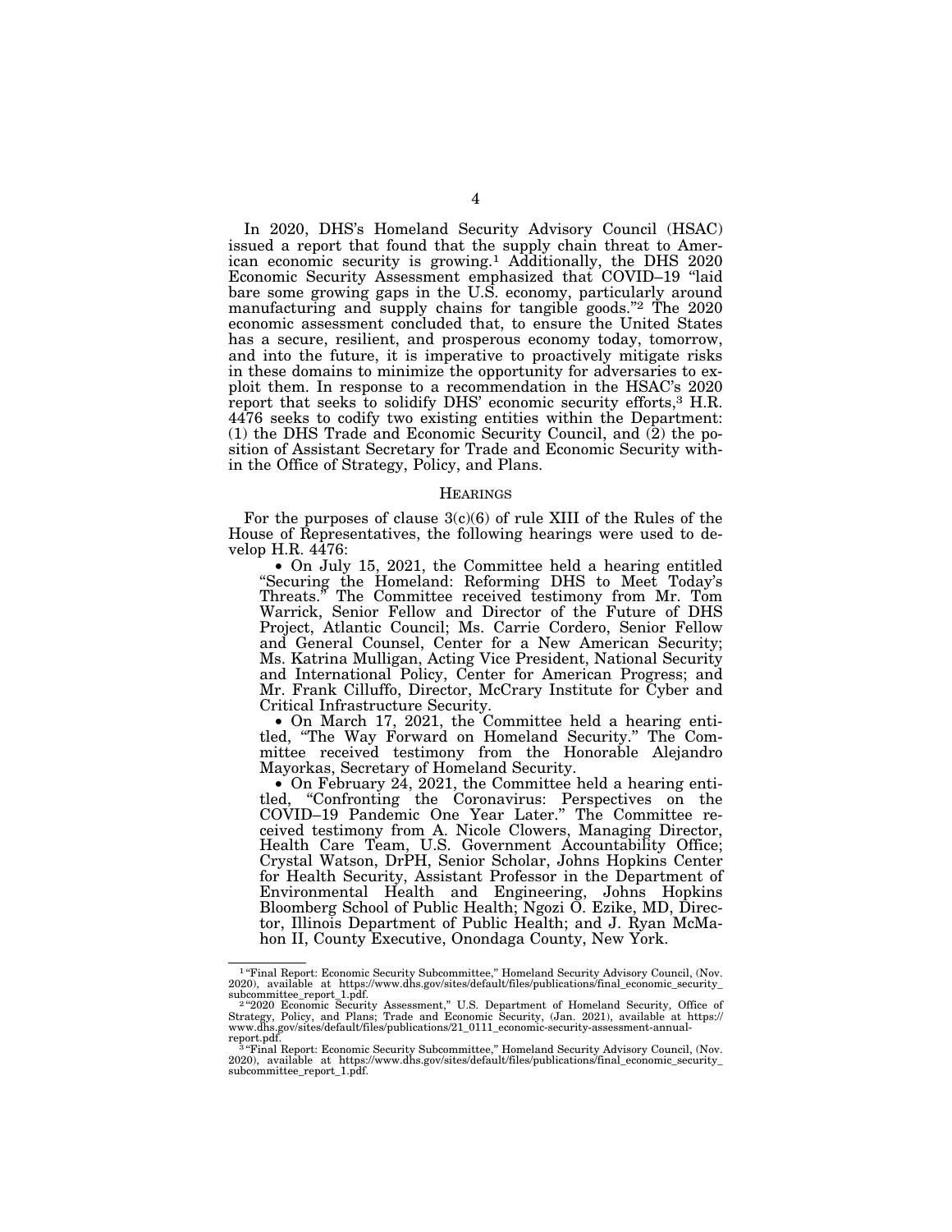In 2020, DHS's Homeland Security Advisory Council (HSAC) issued a report that found that the supply chain threat to American economic security is growing.[1] Additionally, the DHS 2020 Economic Security Assessment emphasized that COVID–19 "laid bare some growing gaps in the U.S. economy, particularly around manufacturing and supply chains for tangible goods."[2] The 2020 economic assessment concluded that, to ensure the United States has a secure, resilient, and prosperous economy today, tomorrow, and into the future, it is imperative to proactively mitigate risks in these domains to minimize the opportunity for adversaries to exploit them. In response to a recommendation in the HSAC's 2020 report that seeks to solidify DHS' economic security efforts,[3] H.R. 4476 seeks to codify two existing entities within the Department: (1) the DHS Trade and Economic Security Council, and (2) the position of Assistant Secretary for Trade and Economic Security within the Office of Strategy, Policy, and Plans.

## HEARINGS

For the purposes of clause 3(c)(6) of rule XIII of the Rules of the House of Representatives, the following hearings were used to develop H.R. 4476:

- On July 15, 2021, the Committee held a hearing entitled "Securing the Homeland: Reforming DHS to Meet Today's Threats." The Committee received testimony from Mr. Tom Warrick, Senior Fellow and Director of the Future of DHS Project, Atlantic Council; Ms. Carrie Cordero, Senior Fellow and General Counsel, Center for a New American Security; Ms. Katrina Mulligan, Acting Vice President, National Security and International Policy, Center for American Progress; and Mr. Frank Cilluffo, Director, McCrary Institute for Cyber and Critical Infrastructure Security.
- On March 17, 2021, the Committee held a hearing entitled, "The Way Forward on Homeland Security." The Committee received testimony from the Honorable Alejandro Mayorkas, Secretary of Homeland Security.
- On February 24, 2021, the Committee held a hearing entitled, "Confronting the Coronavirus: Perspectives on the COVID–19 Pandemic One Year Later." The Committee received testimony from A. Nicole Clowers, Managing Director, Health Care Team, U.S. Government Accountability Office; Crystal Watson, DrPH, Senior Scholar, Johns Hopkins Center for Health Security, Assistant Professor in the Department of Environmental Health and Engineering, Johns Hopkins Bloomberg School of Public Health; Ngozi O. Ezike, MD, Director, Illinois Department of Public Health; and J. Ryan McMahon II, County Executive, Onondaga County, New York.

---

[1] "Final Report: Economic Security Subcommittee," Homeland Security Advisory Council, (Nov. 2020), available at https://www.dhs.gov/sites/default/files/publications/final_economic_security_subcommittee_report_1.pdf.

[2] "2020 Economic Security Assessment," U.S. Department of Homeland Security, Office of Strategy, Policy, and Plans; Trade and Economic Security, (Jan. 2021), available at https://www.dhs.gov/sites/default/files/publications/21_0111_economic-security-assessment-annual-report.pdf.

[3] "Final Report: Economic Security Subcommittee," Homeland Security Advisory Council, (Nov. 2020), available at https://www.dhs.gov/sites/default/files/publications/final_economic_security_subcommittee_report_1.pdf.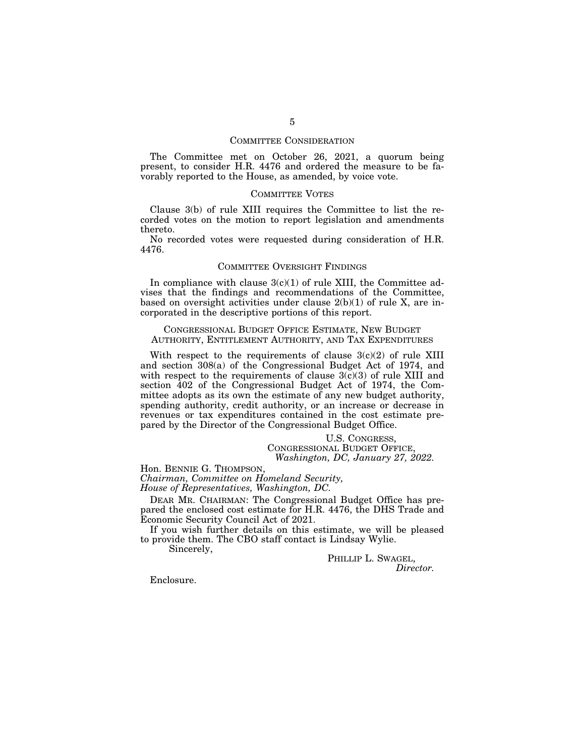## COMMITTEE CONSIDERATION

The Committee met on October 26, 2021, a quorum being present, to consider H.R. 4476 and ordered the measure to be favorably reported to the House, as amended, by voice vote.

## COMMITTEE VOTES

Clause 3(b) of rule XIII requires the Committee to list the recorded votes on the motion to report legislation and amendments thereto.

No recorded votes were requested during consideration of H.R. 4476.

## COMMITTEE OVERSIGHT FINDINGS

In compliance with clause 3(c)(1) of rule XIII, the Committee advises that the findings and recommendations of the Committee, based on oversight activities under clause 2(b)(1) of rule X, are incorporated in the descriptive portions of this report.

## CONGRESSIONAL BUDGET OFFICE ESTIMATE, NEW BUDGET AUTHORITY, ENTITLEMENT AUTHORITY, AND TAX EXPENDITURES

With respect to the requirements of clause 3(c)(2) of rule XIII and section 308(a) of the Congressional Budget Act of 1974, and with respect to the requirements of clause 3(c)(3) of rule XIII and section 402 of the Congressional Budget Act of 1974, the Committee adopts as its own the estimate of any new budget authority, spending authority, credit authority, or an increase or decrease in revenues or tax expenditures contained in the cost estimate prepared by the Director of the Congressional Budget Office.

U.S. CONGRESS,
CONGRESSIONAL BUDGET OFFICE,
*Washington, DC, January 27, 2022.*

Hon. BENNIE G. THOMPSON,
*Chairman, Committee on Homeland Security,*
*House of Representatives, Washington, DC.*

DEAR MR. CHAIRMAN: The Congressional Budget Office has prepared the enclosed cost estimate for H.R. 4476, the DHS Trade and Economic Security Council Act of 2021.

If you wish further details on this estimate, we will be pleased to provide them. The CBO staff contact is Lindsay Wylie.

Sincerely,

PHILLIP L. SWAGEL,
*Director.*

Enclosure.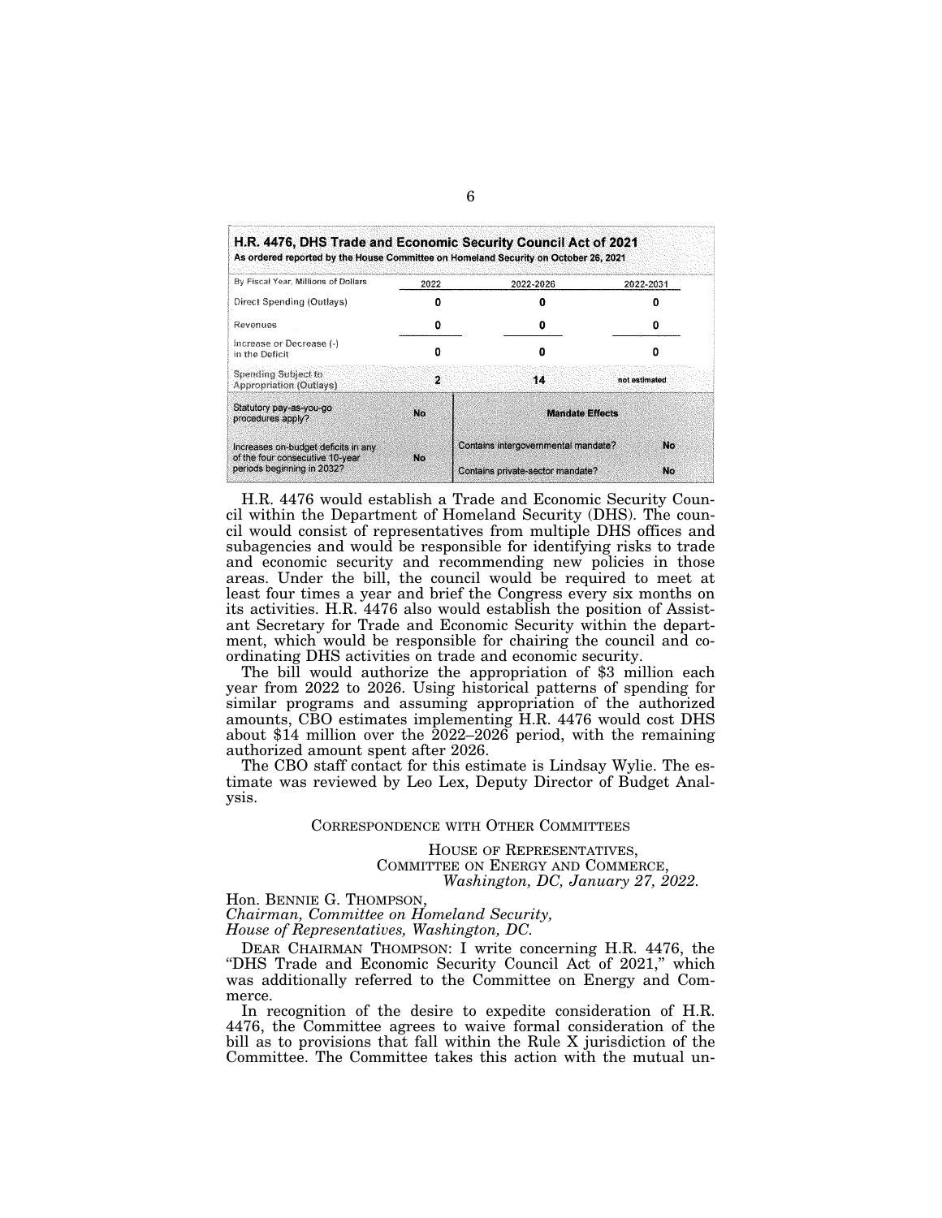**H.R. 4476, DHS Trade and Economic Security Council Act of 2021**
**As ordered reported by the House Committee on Homeland Security on October 26, 2021**

| By Fiscal Year, Millions of Dollars | 2022 | 2022-2026 | 2022-2031 |
|---|---|---|---|
| Direct Spending (Outlays) | 0 | 0 | 0 |
| Revenues | 0 | 0 | 0 |
| Increase or Decrease (-) in the Deficit | 0 | 0 | 0 |
| Spending Subject to Appropriation (Outlays) | 2 | 14 | not estimated |
| Statutory pay-as-you-go procedures apply? | No | **Mandate Effects** | |
| Increases on-budget deficits in any of the four consecutive 10-year periods beginning in 2032? | No | Contains intergovernmental mandate? | No |
| | | Contains private-sector mandate? | No |

H.R. 4476 would establish a Trade and Economic Security Council within the Department of Homeland Security (DHS). The council would consist of representatives from multiple DHS offices and subagencies and would be responsible for identifying risks to trade and economic security and recommending new policies in those areas. Under the bill, the council would be required to meet at least four times a year and brief the Congress every six months on its activities. H.R. 4476 also would establish the position of Assistant Secretary for Trade and Economic Security within the department, which would be responsible for chairing the council and coordinating DHS activities on trade and economic security.

The bill would authorize the appropriation of $3 million each year from 2022 to 2026. Using historical patterns of spending for similar programs and assuming appropriation of the authorized amounts, CBO estimates implementing H.R. 4476 would cost DHS about $14 million over the 2022–2026 period, with the remaining authorized amount spent after 2026.

The CBO staff contact for this estimate is Lindsay Wylie. The estimate was reviewed by Leo Lex, Deputy Director of Budget Analysis.

## CORRESPONDENCE WITH OTHER COMMITTEES

HOUSE OF REPRESENTATIVES,
COMMITTEE ON ENERGY AND COMMERCE,
*Washington, DC, January 27, 2022.*

Hon. BENNIE G. THOMPSON,
*Chairman, Committee on Homeland Security,*
*House of Representatives, Washington, DC.*

DEAR CHAIRMAN THOMPSON: I write concerning H.R. 4476, the "DHS Trade and Economic Security Council Act of 2021," which was additionally referred to the Committee on Energy and Commerce.

In recognition of the desire to expedite consideration of H.R. 4476, the Committee agrees to waive formal consideration of the bill as to provisions that fall within the Rule X jurisdiction of the Committee. The Committee takes this action with the mutual un-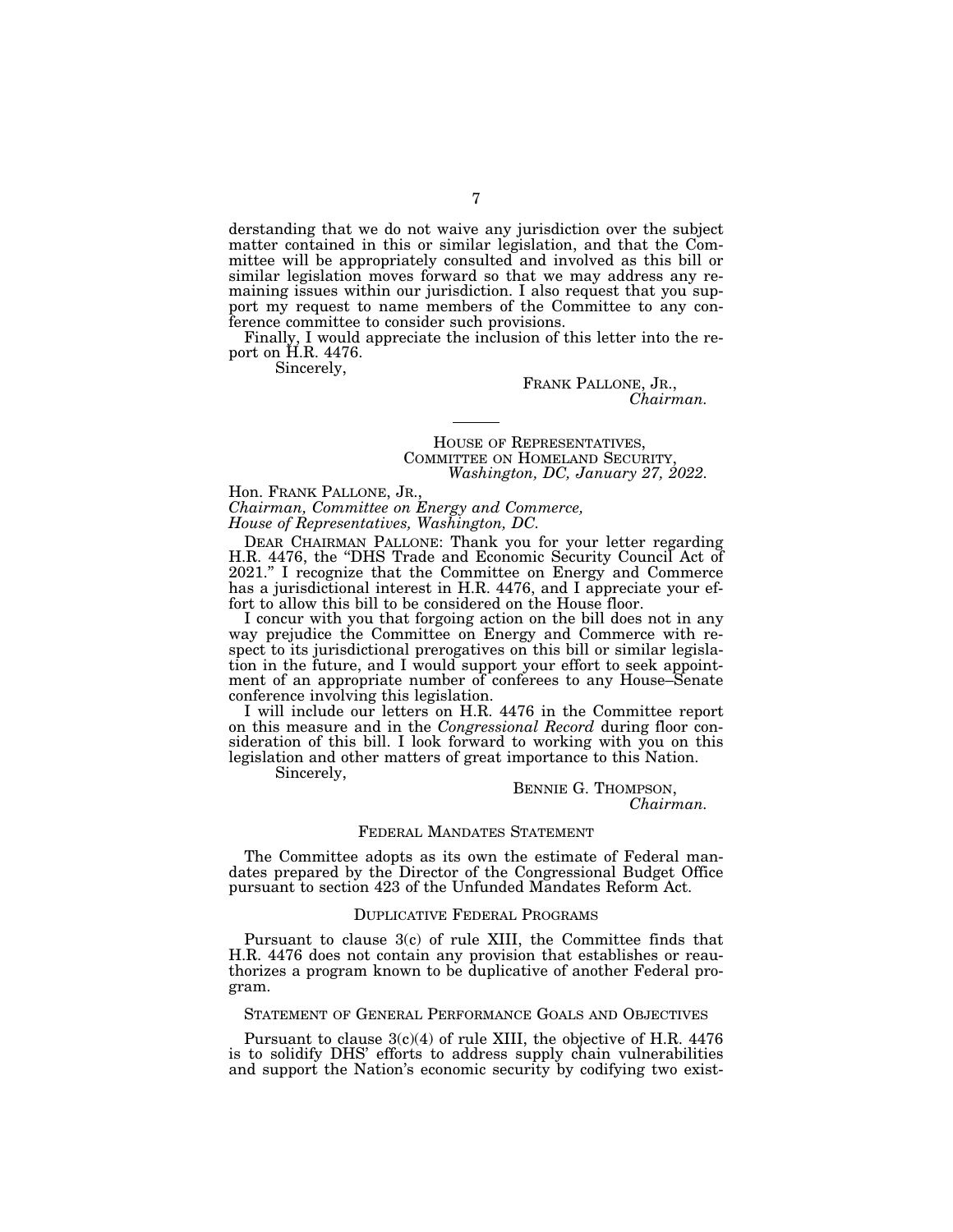derstanding that we do not waive any jurisdiction over the subject matter contained in this or similar legislation, and that the Committee will be appropriately consulted and involved as this bill or similar legislation moves forward so that we may address any remaining issues within our jurisdiction. I also request that you support my request to name members of the Committee to any conference committee to consider such provisions.

Finally, I would appreciate the inclusion of this letter into the report on H.R. 4476.

Sincerely,

FRANK PALLONE, JR.,
*Chairman.*

---

HOUSE OF REPRESENTATIVES,
COMMITTEE ON HOMELAND SECURITY,
*Washington, DC, January 27, 2022.*

Hon. FRANK PALLONE, JR.,
*Chairman, Committee on Energy and Commerce,*
*House of Representatives, Washington, DC.*

DEAR CHAIRMAN PALLONE: Thank you for your letter regarding H.R. 4476, the "DHS Trade and Economic Security Council Act of 2021." I recognize that the Committee on Energy and Commerce has a jurisdictional interest in H.R. 4476, and I appreciate your effort to allow this bill to be considered on the House floor.

I concur with you that forgoing action on the bill does not in any way prejudice the Committee on Energy and Commerce with respect to its jurisdictional prerogatives on this bill or similar legislation in the future, and I would support your effort to seek appointment of an appropriate number of conferees to any House–Senate conference involving this legislation.

I will include our letters on H.R. 4476 in the Committee report on this measure and in the *Congressional Record* during floor consideration of this bill. I look forward to working with you on this legislation and other matters of great importance to this Nation.

Sincerely,

BENNIE G. THOMPSON,
*Chairman.*

## FEDERAL MANDATES STATEMENT

The Committee adopts as its own the estimate of Federal mandates prepared by the Director of the Congressional Budget Office pursuant to section 423 of the Unfunded Mandates Reform Act.

## DUPLICATIVE FEDERAL PROGRAMS

Pursuant to clause 3(c) of rule XIII, the Committee finds that H.R. 4476 does not contain any provision that establishes or reauthorizes a program known to be duplicative of another Federal program.

## STATEMENT OF GENERAL PERFORMANCE GOALS AND OBJECTIVES

Pursuant to clause 3(c)(4) of rule XIII, the objective of H.R. 4476 is to solidify DHS' efforts to address supply chain vulnerabilities and support the Nation's economic security by codifying two exist-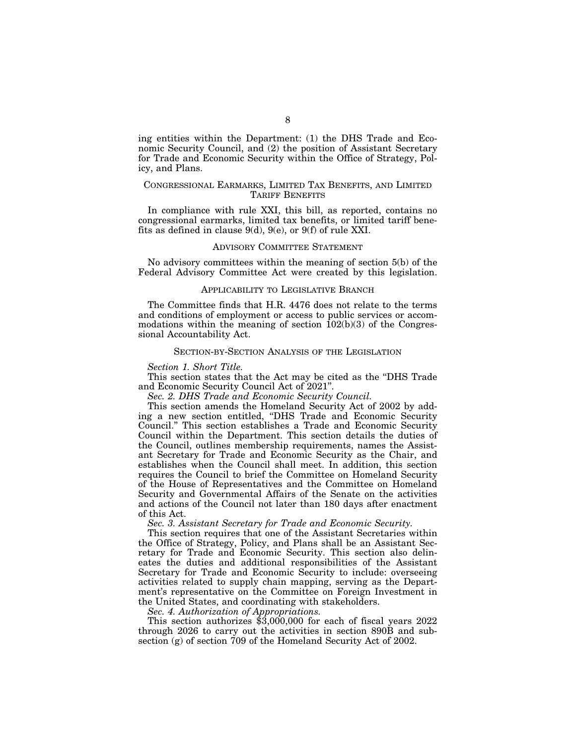ing entities within the Department: (1) the DHS Trade and Economic Security Council, and (2) the position of Assistant Secretary for Trade and Economic Security within the Office of Strategy, Policy, and Plans.

## Congressional Earmarks, Limited Tax Benefits, and Limited Tariff Benefits

In compliance with rule XXI, this bill, as reported, contains no congressional earmarks, limited tax benefits, or limited tariff benefits as defined in clause 9(d), 9(e), or 9(f) of rule XXI.

## Advisory Committee Statement

No advisory committees within the meaning of section 5(b) of the Federal Advisory Committee Act were created by this legislation.

## Applicability to Legislative Branch

The Committee finds that H.R. 4476 does not relate to the terms and conditions of employment or access to public services or accommodations within the meaning of section 102(b)(3) of the Congressional Accountability Act.

## Section-by-Section Analysis of the Legislation

*Section 1. Short Title.*

This section states that the Act may be cited as the "DHS Trade and Economic Security Council Act of 2021".

*Sec. 2. DHS Trade and Economic Security Council.*

This section amends the Homeland Security Act of 2002 by adding a new section entitled, "DHS Trade and Economic Security Council." This section establishes a Trade and Economic Security Council within the Department. This section details the duties of the Council, outlines membership requirements, names the Assistant Secretary for Trade and Economic Security as the Chair, and establishes when the Council shall meet. In addition, this section requires the Council to brief the Committee on Homeland Security of the House of Representatives and the Committee on Homeland Security and Governmental Affairs of the Senate on the activities and actions of the Council not later than 180 days after enactment of this Act.

*Sec. 3. Assistant Secretary for Trade and Economic Security.*

This section requires that one of the Assistant Secretaries within the Office of Strategy, Policy, and Plans shall be an Assistant Secretary for Trade and Economic Security. This section also delineates the duties and additional responsibilities of the Assistant Secretary for Trade and Economic Security to include: overseeing activities related to supply chain mapping, serving as the Department's representative on the Committee on Foreign Investment in the United States, and coordinating with stakeholders.

*Sec. 4. Authorization of Appropriations.*

This section authorizes $3,000,000 for each of fiscal years 2022 through 2026 to carry out the activities in section 890B and subsection (g) of section 709 of the Homeland Security Act of 2002.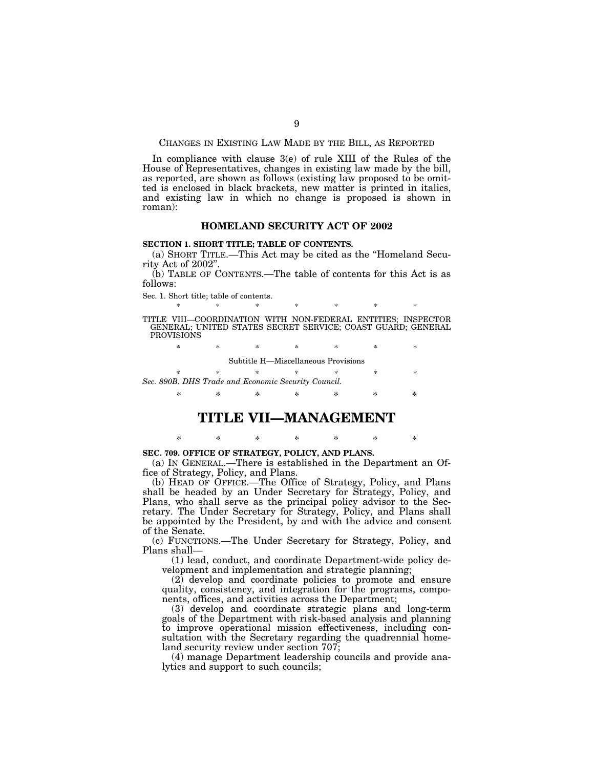CHANGES IN EXISTING LAW MADE BY THE BILL, AS REPORTED

In compliance with clause 3(e) of rule XIII of the Rules of the House of Representatives, changes in existing law made by the bill, as reported, are shown as follows (existing law proposed to be omitted is enclosed in black brackets, new matter is printed in italics, and existing law in which no change is proposed is shown in roman):

## HOMELAND SECURITY ACT OF 2002

**SECTION 1. SHORT TITLE; TABLE OF CONTENTS.**

(a) SHORT TITLE.—This Act may be cited as the "Homeland Security Act of 2002".

(b) TABLE OF CONTENTS.—The table of contents for this Act is as follows:

Sec. 1. Short title; table of contents.

\* \* \* \* \* \* \*

TITLE VIII—COORDINATION WITH NON-FEDERAL ENTITIES; INSPECTOR GENERAL; UNITED STATES SECRET SERVICE; COAST GUARD; GENERAL PROVISIONS

\* \* \* \* \* \* \*

Subtitle H—Miscellaneous Provisions

\* \* \* \* \* \* \*

*Sec. 890B. DHS Trade and Economic Security Council.*

\* \* \* \* \* \* \*

# TITLE VII—MANAGEMENT

\* \* \* \* \* \* \*

**SEC. 709. OFFICE OF STRATEGY, POLICY, AND PLANS.**

(a) IN GENERAL.—There is established in the Department an Office of Strategy, Policy, and Plans.

(b) HEAD OF OFFICE.—The Office of Strategy, Policy, and Plans shall be headed by an Under Secretary for Strategy, Policy, and Plans, who shall serve as the principal policy advisor to the Secretary. The Under Secretary for Strategy, Policy, and Plans shall be appointed by the President, by and with the advice and consent of the Senate.

(c) FUNCTIONS.—The Under Secretary for Strategy, Policy, and Plans shall—

(1) lead, conduct, and coordinate Department-wide policy development and implementation and strategic planning;

(2) develop and coordinate policies to promote and ensure quality, consistency, and integration for the programs, components, offices, and activities across the Department;

(3) develop and coordinate strategic plans and long-term goals of the Department with risk-based analysis and planning to improve operational mission effectiveness, including consultation with the Secretary regarding the quadrennial homeland security review under section 707;

(4) manage Department leadership councils and provide analytics and support to such councils;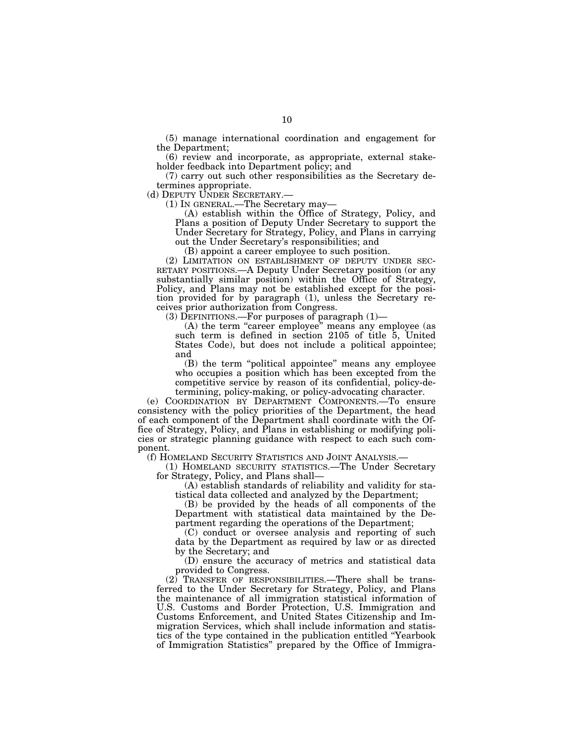(5) manage international coordination and engagement for the Department;

(6) review and incorporate, as appropriate, external stakeholder feedback into Department policy; and

(7) carry out such other responsibilities as the Secretary determines appropriate.

(d) DEPUTY UNDER SECRETARY.—

(1) IN GENERAL.—The Secretary may—

(A) establish within the Office of Strategy, Policy, and Plans a position of Deputy Under Secretary to support the Under Secretary for Strategy, Policy, and Plans in carrying out the Under Secretary's responsibilities; and

(B) appoint a career employee to such position.

(2) LIMITATION ON ESTABLISHMENT OF DEPUTY UNDER SECRETARY POSITIONS.—A Deputy Under Secretary position (or any substantially similar position) within the Office of Strategy, Policy, and Plans may not be established except for the position provided for by paragraph (1), unless the Secretary receives prior authorization from Congress.

(3) DEFINITIONS.—For purposes of paragraph (1)—

(A) the term "career employee" means any employee (as such term is defined in section 2105 of title 5, United States Code), but does not include a political appointee; and

(B) the term "political appointee" means any employee who occupies a position which has been excepted from the competitive service by reason of its confidential, policy-determining, policy-making, or policy-advocating character.

(e) COORDINATION BY DEPARTMENT COMPONENTS.—To ensure consistency with the policy priorities of the Department, the head of each component of the Department shall coordinate with the Office of Strategy, Policy, and Plans in establishing or modifying policies or strategic planning guidance with respect to each such component.

(f) HOMELAND SECURITY STATISTICS AND JOINT ANALYSIS.—

(1) HOMELAND SECURITY STATISTICS.—The Under Secretary for Strategy, Policy, and Plans shall—

(A) establish standards of reliability and validity for statistical data collected and analyzed by the Department;

(B) be provided by the heads of all components of the Department with statistical data maintained by the Department regarding the operations of the Department;

(C) conduct or oversee analysis and reporting of such data by the Department as required by law or as directed by the Secretary; and

(D) ensure the accuracy of metrics and statistical data provided to Congress.

(2) TRANSFER OF RESPONSIBILITIES.—There shall be transferred to the Under Secretary for Strategy, Policy, and Plans the maintenance of all immigration statistical information of U.S. Customs and Border Protection, U.S. Immigration and Customs Enforcement, and United States Citizenship and Immigration Services, which shall include information and statistics of the type contained in the publication entitled "Yearbook of Immigration Statistics" prepared by the Office of Immigra-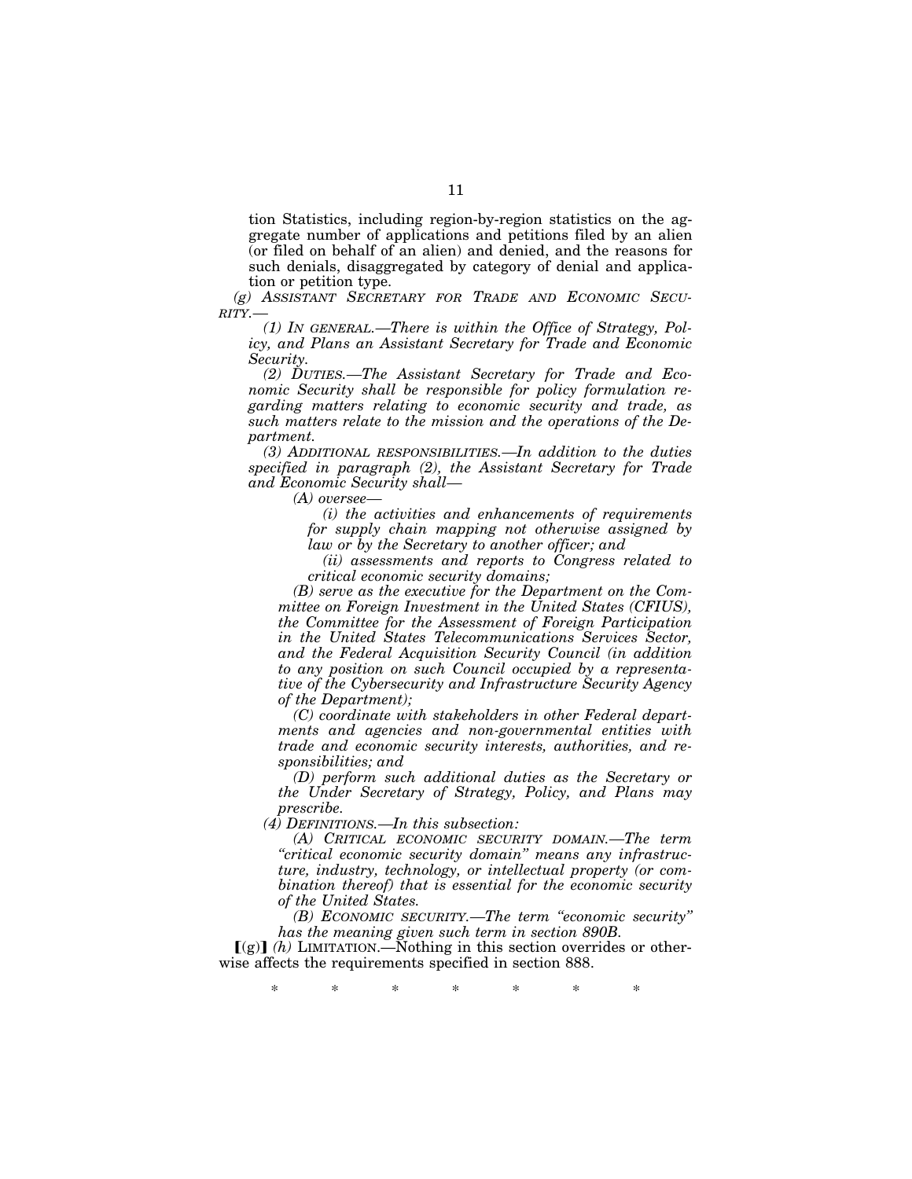tion Statistics, including region-by-region statistics on the aggregate number of applications and petitions filed by an alien (or filed on behalf of an alien) and denied, and the reasons for such denials, disaggregated by category of denial and application or petition type.

*(g) ASSISTANT SECRETARY FOR TRADE AND ECONOMIC SECURITY.—*

*(1) IN GENERAL.—There is within the Office of Strategy, Policy, and Plans an Assistant Secretary for Trade and Economic Security.*

*(2) DUTIES.—The Assistant Secretary for Trade and Economic Security shall be responsible for policy formulation regarding matters relating to economic security and trade, as such matters relate to the mission and the operations of the Department.*

*(3) ADDITIONAL RESPONSIBILITIES.—In addition to the duties specified in paragraph (2), the Assistant Secretary for Trade and Economic Security shall—*

*(A) oversee—*

*(i) the activities and enhancements of requirements for supply chain mapping not otherwise assigned by law or by the Secretary to another officer; and*

*(ii) assessments and reports to Congress related to critical economic security domains;*

*(B) serve as the executive for the Department on the Committee on Foreign Investment in the United States (CFIUS), the Committee for the Assessment of Foreign Participation in the United States Telecommunications Services Sector, and the Federal Acquisition Security Council (in addition to any position on such Council occupied by a representative of the Cybersecurity and Infrastructure Security Agency of the Department);*

*(C) coordinate with stakeholders in other Federal departments and agencies and non-governmental entities with trade and economic security interests, authorities, and responsibilities; and*

*(D) perform such additional duties as the Secretary or the Under Secretary of Strategy, Policy, and Plans may prescribe.*

*(4) DEFINITIONS.—In this subsection:*

*(A) CRITICAL ECONOMIC SECURITY DOMAIN.—The term "critical economic security domain" means any infrastructure, industry, technology, or intellectual property (or combination thereof) that is essential for the economic security of the United States.*

*(B) ECONOMIC SECURITY.—The term "economic security" has the meaning given such term in section 890B.*

[(g)] *(h)* LIMITATION.—Nothing in this section overrides or otherwise affects the requirements specified in section 888.

\* \* \* \* \* \* \*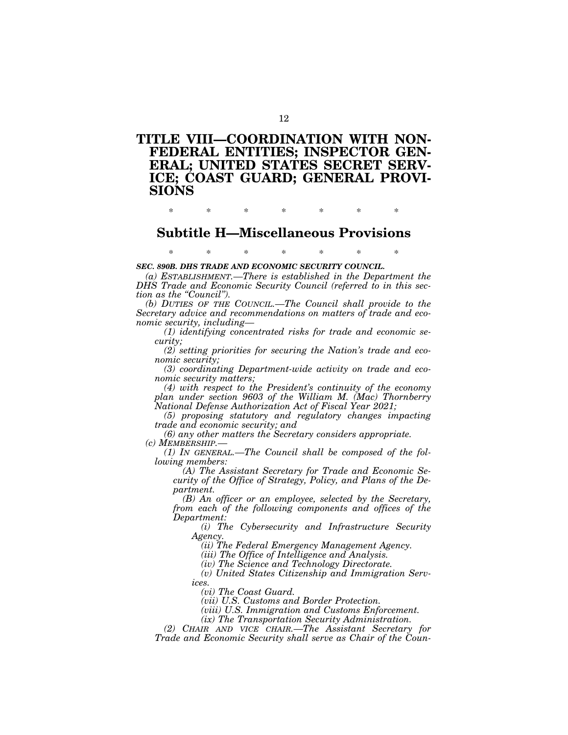# TITLE VIII—COORDINATION WITH NON-FEDERAL ENTITIES; INSPECTOR GENERAL; UNITED STATES SECRET SERVICE; COAST GUARD; GENERAL PROVISIONS

\* \* \* \* \* \* \*

## Subtitle H—Miscellaneous Provisions

\* \* \* \* \* \* \*

***SEC. 890B. DHS TRADE AND ECONOMIC SECURITY COUNCIL.***

*(a) ESTABLISHMENT.—There is established in the Department the DHS Trade and Economic Security Council (referred to in this section as the "Council").*

*(b) DUTIES OF THE COUNCIL.—The Council shall provide to the Secretary advice and recommendations on matters of trade and economic security, including—*

*(1) identifying concentrated risks for trade and economic security;*

*(2) setting priorities for securing the Nation's trade and economic security;*

*(3) coordinating Department-wide activity on trade and economic security matters;*

*(4) with respect to the President's continuity of the economy plan under section 9603 of the William M. (Mac) Thornberry National Defense Authorization Act of Fiscal Year 2021;*

*(5) proposing statutory and regulatory changes impacting trade and economic security; and*

*(6) any other matters the Secretary considers appropriate.*

*(c) MEMBERSHIP.—*

*(1) IN GENERAL.—The Council shall be composed of the following members:*

*(A) The Assistant Secretary for Trade and Economic Security of the Office of Strategy, Policy, and Plans of the Department.*

*(B) An officer or an employee, selected by the Secretary, from each of the following components and offices of the Department:*

*(i) The Cybersecurity and Infrastructure Security Agency.*

*(ii) The Federal Emergency Management Agency.*

*(iii) The Office of Intelligence and Analysis.*

*(iv) The Science and Technology Directorate.*

*(v) United States Citizenship and Immigration Services.*

*(vi) The Coast Guard.*

*(vii) U.S. Customs and Border Protection.*

*(viii) U.S. Immigration and Customs Enforcement.*

*(ix) The Transportation Security Administration.*

*(2) CHAIR AND VICE CHAIR.—The Assistant Secretary for Trade and Economic Security shall serve as Chair of the Coun-*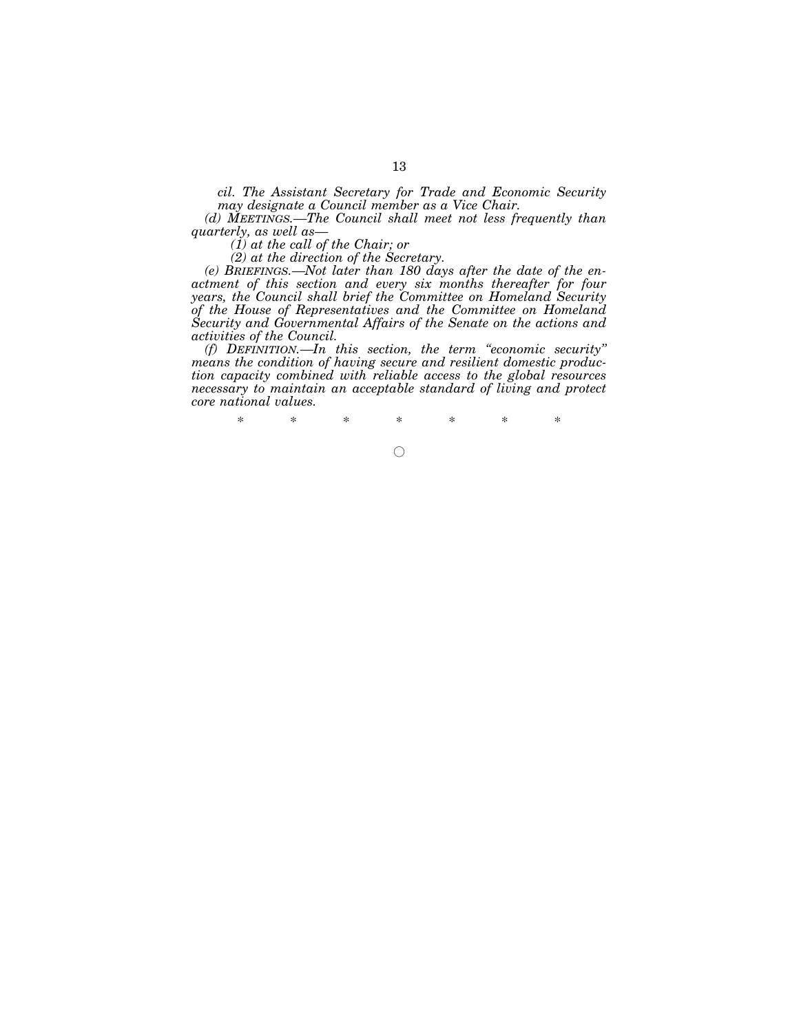*cil. The Assistant Secretary for Trade and Economic Security may designate a Council member as a Vice Chair.*

*(d) MEETINGS.—The Council shall meet not less frequently than quarterly, as well as—*

*(1) at the call of the Chair; or*

*(2) at the direction of the Secretary.*

*(e) BRIEFINGS.—Not later than 180 days after the date of the enactment of this section and every six months thereafter for four years, the Council shall brief the Committee on Homeland Security of the House of Representatives and the Committee on Homeland Security and Governmental Affairs of the Senate on the actions and activities of the Council.*

*(f) DEFINITION.—In this section, the term "economic security" means the condition of having secure and resilient domestic production capacity combined with reliable access to the global resources necessary to maintain an acceptable standard of living and protect core national values.*

\* \* \* \* \* \* \*

○